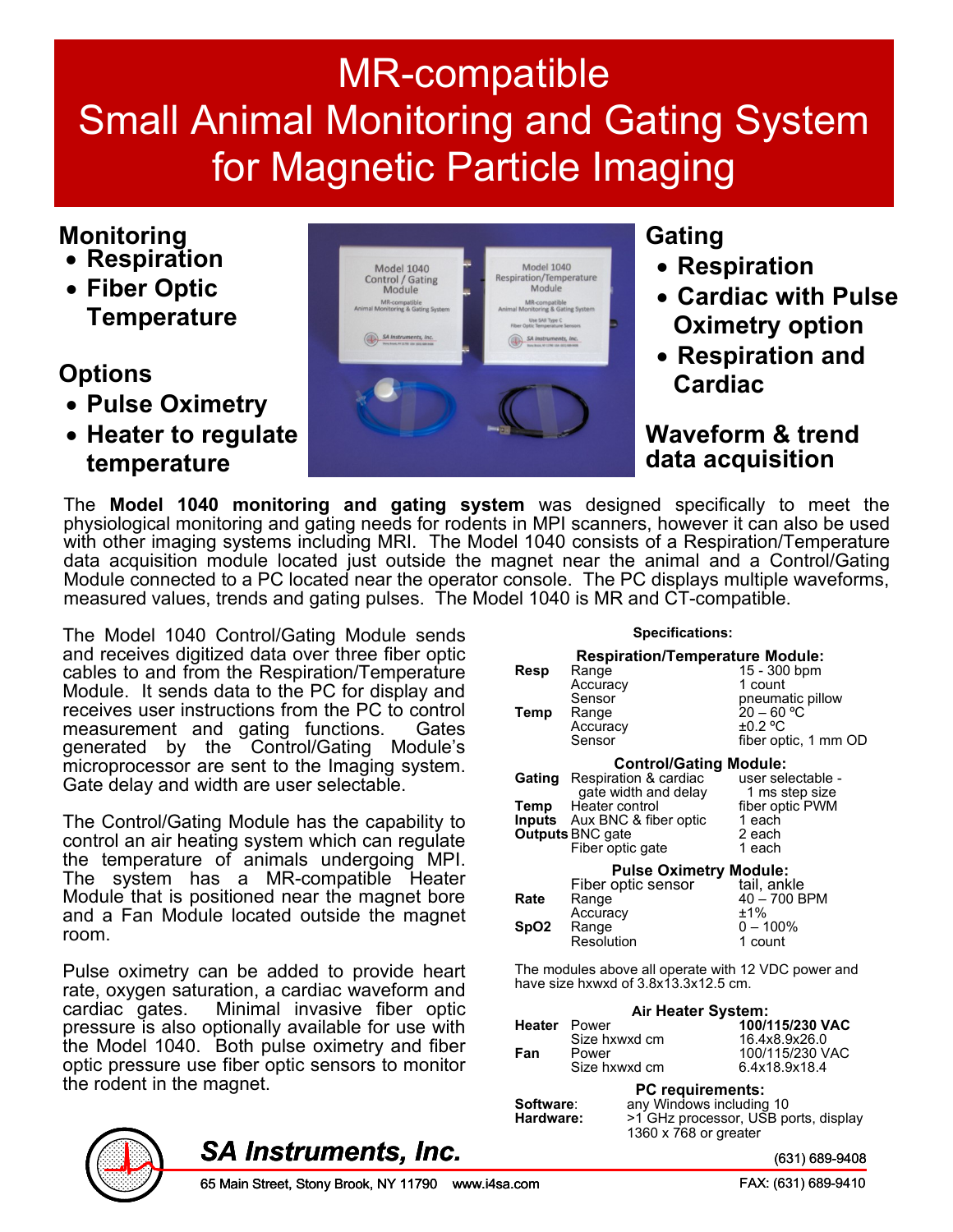# MR-compatible Small Animal Monitoring and Gating System for Magnetic Particle Imaging

## Monitoring

- **Respiration**
- **Fiber Optic Temperature**

## Options

- **Pulse Oximetry**
- **Heater to regulate temperature**

## Gating

- **Respiration**
- **Cardiac with Pulse Oximetry option**
- **Respiration and Cardiac**

## Waveform & trend data acquisition

The **Model 1040 monitoring and gating system** was designed specifically to meet the physiological monitoring and gating needs for rodents in MPI scanners, however it can also be used with other imaging systems including MRI. The Model 1040 consists of a Respiration/Temperature data acquisition module located just outside the magnet near the animal and a Control/Gating Module connected to a PC located near the operator console. The PC displays multiple waveforms, measured values, trends and gating pulses. The Model 1040 is MR and CT-compatible.

The Model 1040 Control/Gating Module sends and receives digitized data over three fiber optic cables to and from the Respiration/Temperature Module. It sends data to the PC for display and receives user instructions from the PC to control measurement and gating functions. Gates generated by the Control/Gating Module's microprocessor are sent to the Imaging system. Gate delay and width are user selectable.

The Control/Gating Module has the capability to control an air heating system which can regulate the temperature of animals undergoing MPI. The system has a MR-compatible Heater Module that is positioned near the magnet bore and a Fan Module located outside the magnet room.

Pulse oximetry can be added to provide heart rate, oxygen saturation, a cardiac waveform and cardiac gates. Minimal invasive fiber optic pressure is also optionally available for use with the Model 1040. Both pulse oximetry and fiber optic pressure use fiber optic sensors to monitor the rodent in the magnet.

### Specifications:

**Respiration/Temperature Module:**

| | | |
|---|---|---|
| **Resp** | Range | 15 - 300 bpm |
| | Accuracy | 1 count |
| | Sensor | pneumatic pillow |
| **Temp** | Range | 20 – 60 ºC |
| | Accuracy | ±0.2 ºC |
| | Sensor | fiber optic, 1 mm OD |

**Control/Gating Module:**

| | | |
|---|---|---|
| **Gating** | Respiration & cardiac gate width and delay | user selectable - 1 ms step size |
| **Temp** | Heater control | fiber optic PWM |
| **Inputs** | Aux BNC & fiber optic | 1 each |
| **Outputs** | BNC gate | 2 each |
| | Fiber optic gate | 1 each |

**Pulse Oximetry Module:**

| | | |
|---|---|---|
| | Fiber optic sensor | tail, ankle |
| **Rate** | Range | 40 – 700 BPM |
| | Accuracy | ±1% |
| **SpO2** | Range | 0 – 100% |
| | Resolution | 1 count |

The modules above all operate with 12 VDC power and have size hxwxd of 3.8x13.3x12.5 cm.

**Air Heater System:**

| | | |
|---|---|---|
| **Heater** | Power | **100/115/230 VAC** |
| | Size hxwxd cm | 16.4x8.9x26.0 |
| **Fan** | Power | 100/115/230 VAC |
| | Size hxwxd cm | 6.4x18.9x18.4 |

**PC requirements:**

| | |
|---|---|
| **Software:** | any Windows including 10 |
| **Hardware:** | >1 GHz processor, USB ports, display 1360 x 768 or greater |

***SA Instruments, Inc.***

65 Main Street, Stony Brook, NY 11790 www.i4sa.com

(631) 689-9408

FAX: (631) 689-9410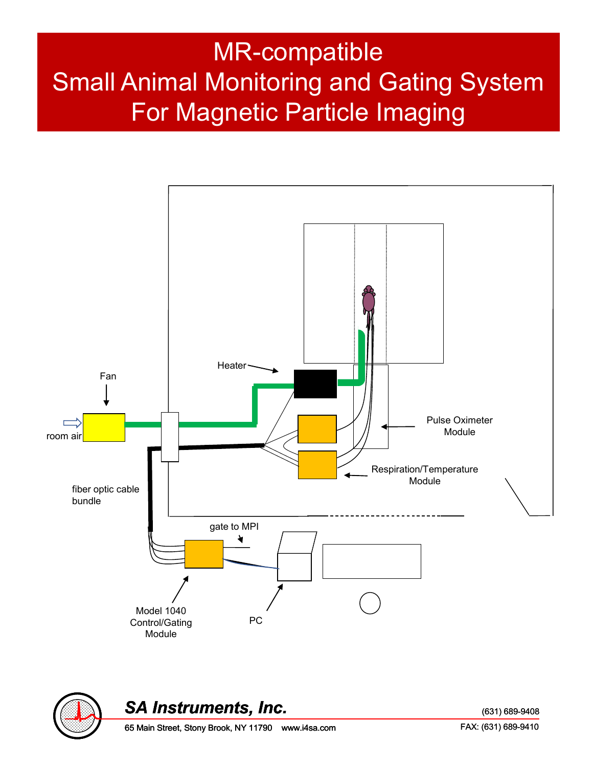# MR-compatible Small Animal Monitoring and Gating System For Magnetic Particle Imaging

Heater

Fan

room air

Pulse Oximeter Module

Respiration/Temperature Module

fiber optic cable bundle

gate to MPI

Model 1040 Control/Gating Module

PC

**_SA Instruments, Inc._**

65 Main Street, Stony Brook, NY 11790 www.i4sa.com

(631) 689-9408

FAX: (631) 689-9410